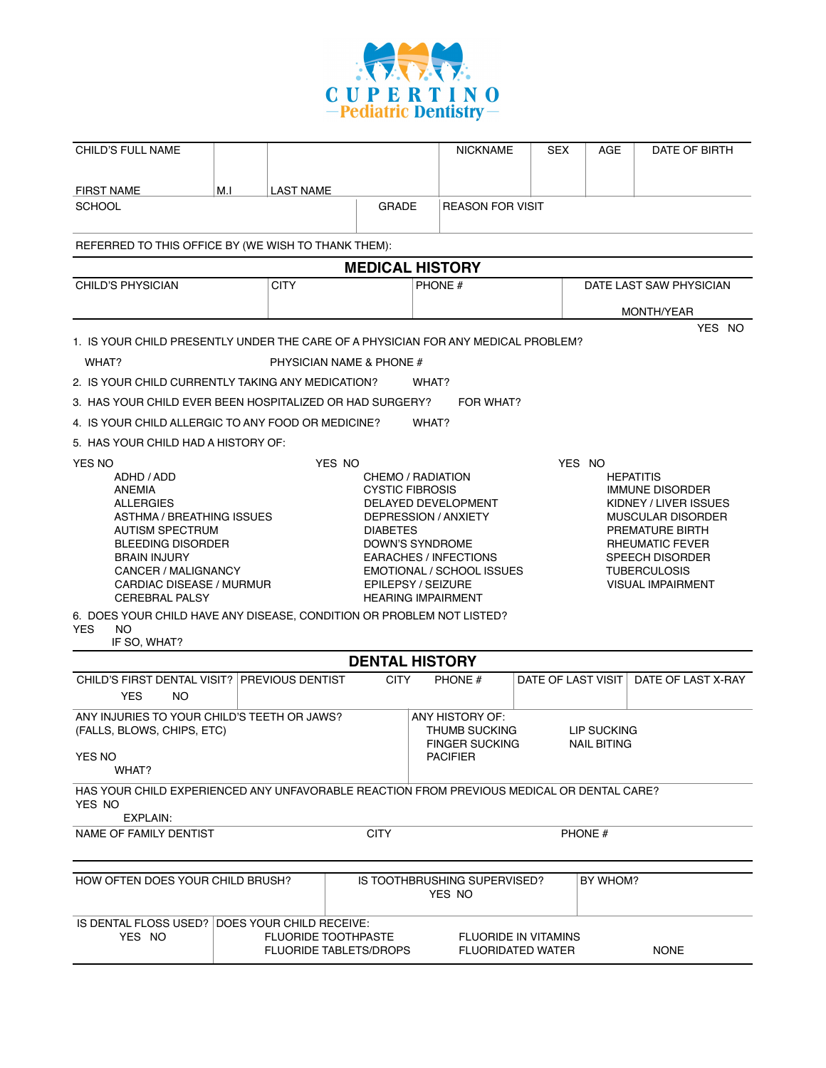# CUPERTINO Pediatric Dentistry

| CHILD'S FULL NAME | | | NICKNAME | SEX | AGE | DATE OF BIRTH |
|---|---|---|---|---|---|---|
| FIRST NAME | M.I | LAST NAME | | | | |

| SCHOOL | GRADE | REASON FOR VISIT |
|---|---|---|
| | | |

REFERRED TO THIS OFFICE BY (WE WISH TO THANK THEM):

## MEDICAL HISTORY

| CHILD'S PHYSICIAN | CITY | PHONE # | DATE LAST SAW PHYSICIAN |
|---|---|---|---|
| | | | MONTH/YEAR |

YES NO

1. IS YOUR CHILD PRESENTLY UNDER THE CARE OF A PHYSICIAN FOR ANY MEDICAL PROBLEM?
   WHAT? PHYSICIAN NAME & PHONE #
2. IS YOUR CHILD CURRENTLY TAKING ANY MEDICATION? WHAT?
3. HAS YOUR CHILD EVER BEEN HOSPITALIZED OR HAD SURGERY? FOR WHAT?
4. IS YOUR CHILD ALLERGIC TO ANY FOOD OR MEDICINE? WHAT?
5. HAS YOUR CHILD HAD A HISTORY OF:

| YES NO | | YES NO | | YES NO | |
|---|---|---|---|---|---|
| | ADHD / ADD | | CHEMO / RADIATION | | HEPATITIS |
| | ANEMIA | | CYSTIC FIBROSIS | | IMMUNE DISORDER |
| | ALLERGIES | | DELAYED DEVELOPMENT | | KIDNEY / LIVER ISSUES |
| | ASTHMA / BREATHING ISSUES | | DEPRESSION / ANXIETY | | MUSCULAR DISORDER |
| | AUTISM SPECTRUM | | DIABETES | | PREMATURE BIRTH |
| | BLEEDING DISORDER | | DOWN'S SYNDROME | | RHEUMATIC FEVER |
| | BRAIN INJURY | | EARACHES / INFECTIONS | | SPEECH DISORDER |
| | CANCER / MALIGNANCY | | EMOTIONAL / SCHOOL ISSUES | | TUBERCULOSIS |
| | CARDIAC DISEASE / MURMUR | | EPILEPSY / SEIZURE | | VISUAL IMPAIRMENT |
| | CEREBRAL PALSY | | HEARING IMPAIRMENT | | |

6. DOES YOUR CHILD HAVE ANY DISEASE, CONDITION OR PROBLEM NOT LISTED?
   YES NO
   IF SO, WHAT?

## DENTAL HISTORY

| CHILD'S FIRST DENTAL VISIT? | PREVIOUS DENTIST | CITY | PHONE # | DATE OF LAST VISIT | DATE OF LAST X-RAY |
|---|---|---|---|---|---|
| YES NO | | | | | |

| ANY INJURIES TO YOUR CHILD'S TEETH OR JAWS? (FALLS, BLOWS, CHIPS, ETC) | ANY HISTORY OF: |
|---|---|
| YES NO | THUMB SUCKING, FINGER SUCKING, PACIFIER, LIP SUCKING, NAIL BITING |
| WHAT? | |

HAS YOUR CHILD EXPERIENCED ANY UNFAVORABLE REACTION FROM PREVIOUS MEDICAL OR DENTAL CARE?
YES NO
EXPLAIN:

| NAME OF FAMILY DENTIST | CITY | PHONE # |
|---|---|---|
| | | |

| HOW OFTEN DOES YOUR CHILD BRUSH? | IS TOOTHBRUSHING SUPERVISED? | BY WHOM? |
|---|---|---|
| | YES NO | |

| IS DENTAL FLOSS USED? | DOES YOUR CHILD RECEIVE: | | |
|---|---|---|---|
| YES NO | FLUORIDE TOOTHPASTE | FLUORIDE IN VITAMINS | |
| | FLUORIDE TABLETS/DROPS | FLUORIDATED WATER | NONE |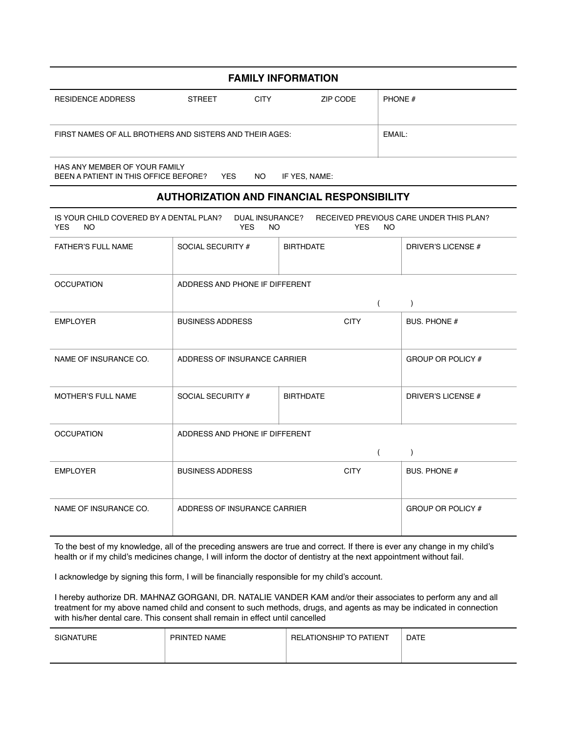## FAMILY INFORMATION

| | | | | |
|---|---|---|---|---|
| RESIDENCE ADDRESS | STREET | CITY | ZIP CODE | PHONE # |
| FIRST NAMES OF ALL BROTHERS AND SISTERS AND THEIR AGES: | | | | EMAIL: |

HAS ANY MEMBER OF YOUR FAMILY BEEN A PATIENT IN THIS OFFICE BEFORE? YES NO IF YES, NAME:

## AUTHORIZATION AND FINANCIAL RESPONSIBILITY

IS YOUR CHILD COVERED BY A DENTAL PLAN? YES NO DUAL INSURANCE? YES NO RECEIVED PREVIOUS CARE UNDER THIS PLAN? YES NO

| | | | |
|---|---|---|---|
| FATHER'S FULL NAME | SOCIAL SECURITY # | BIRTHDATE | DRIVER'S LICENSE # |
| OCCUPATION | ADDRESS AND PHONE IF DIFFERENT ( ) | | |
| EMPLOYER | BUSINESS ADDRESS | CITY | BUS. PHONE # |
| NAME OF INSURANCE CO. | ADDRESS OF INSURANCE CARRIER | | GROUP OR POLICY # |
| MOTHER'S FULL NAME | SOCIAL SECURITY # | BIRTHDATE | DRIVER'S LICENSE # |
| OCCUPATION | ADDRESS AND PHONE IF DIFFERENT ( ) | | |
| EMPLOYER | BUSINESS ADDRESS | CITY | BUS. PHONE # |
| NAME OF INSURANCE CO. | ADDRESS OF INSURANCE CARRIER | | GROUP OR POLICY # |

To the best of my knowledge, all of the preceding answers are true and correct. If there is ever any change in my child's health or if my child's medicines change, I will inform the doctor of dentistry at the next appointment without fail.

I acknowledge by signing this form, I will be financially responsible for my child's account.

I hereby authorize DR. MAHNAZ GORGANI, DR. NATALIE VANDER KAM and/or their associates to perform any and all treatment for my above named child and consent to such methods, drugs, and agents as may be indicated in connection with his/her dental care. This consent shall remain in effect until cancelled

| SIGNATURE | PRINTED NAME | RELATIONSHIP TO PATIENT | DATE |
|---|---|---|---|
| | | | |